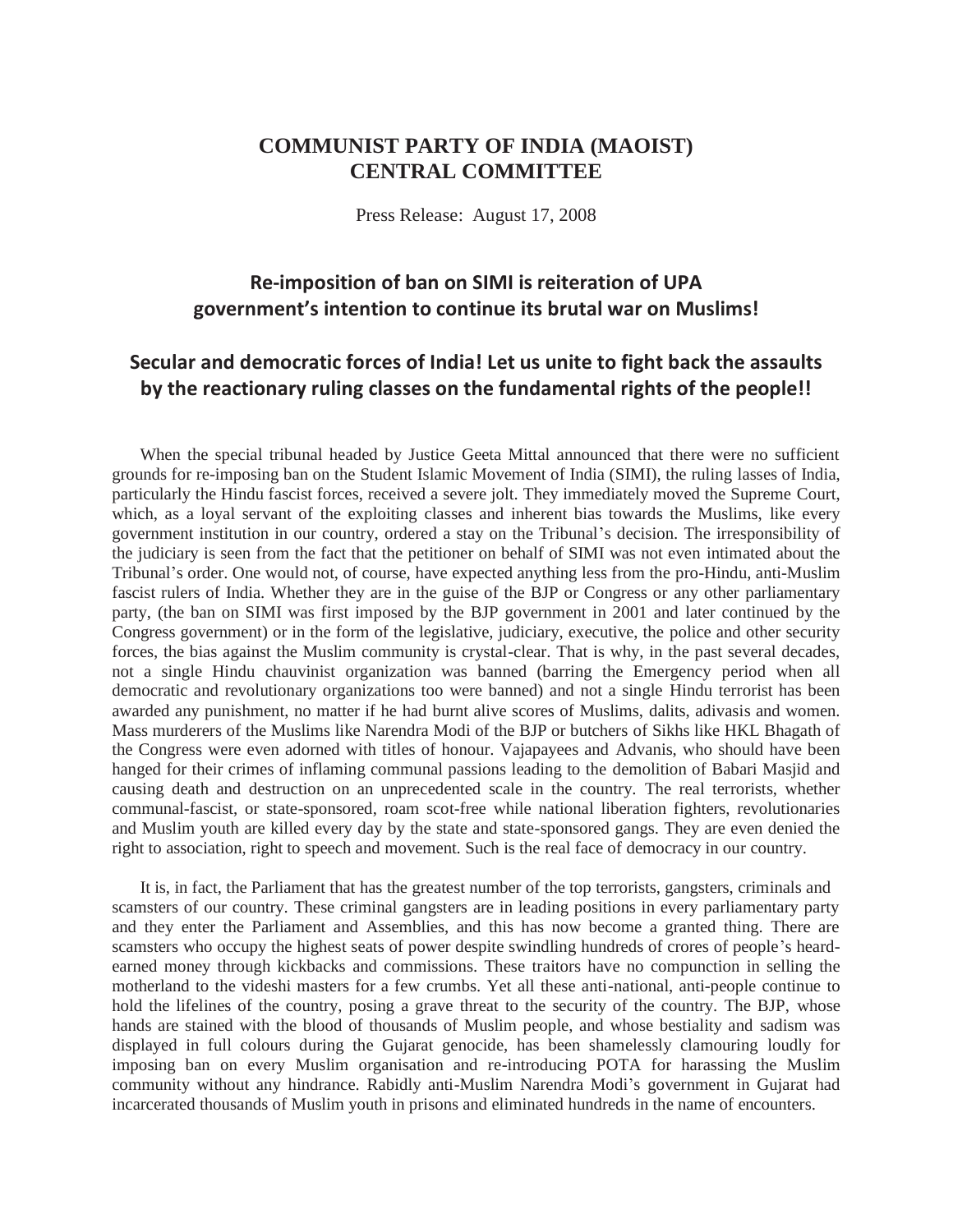# COMMUNIST PARTY OF INDIA (MAOIST)
# CENTRAL COMMITTEE

Press Release: August 17, 2008

## Re-imposition of ban on SIMI is reiteration of UPA government's intention to continue its brutal war on Muslims!

## Secular and democratic forces of India! Let us unite to fight back the assaults by the reactionary ruling classes on the fundamental rights of the people!!

When the special tribunal headed by Justice Geeta Mittal announced that there were no sufficient grounds for re-imposing ban on the Student Islamic Movement of India (SIMI), the ruling lasses of India, particularly the Hindu fascist forces, received a severe jolt. They immediately moved the Supreme Court, which, as a loyal servant of the exploiting classes and inherent bias towards the Muslims, like every government institution in our country, ordered a stay on the Tribunal's decision. The irresponsibility of the judiciary is seen from the fact that the petitioner on behalf of SIMI was not even intimated about the Tribunal's order. One would not, of course, have expected anything less from the pro-Hindu, anti-Muslim fascist rulers of India. Whether they are in the guise of the BJP or Congress or any other parliamentary party, (the ban on SIMI was first imposed by the BJP government in 2001 and later continued by the Congress government) or in the form of the legislative, judiciary, executive, the police and other security forces, the bias against the Muslim community is crystal-clear. That is why, in the past several decades, not a single Hindu chauvinist organization was banned (barring the Emergency period when all democratic and revolutionary organizations too were banned) and not a single Hindu terrorist has been awarded any punishment, no matter if he had burnt alive scores of Muslims, dalits, adivasis and women. Mass murderers of the Muslims like Narendra Modi of the BJP or butchers of Sikhs like HKL Bhagath of the Congress were even adorned with titles of honour. Vajapayees and Advanis, who should have been hanged for their crimes of inflaming communal passions leading to the demolition of Babari Masjid and causing death and destruction on an unprecedented scale in the country. The real terrorists, whether communal-fascist, or state-sponsored, roam scot-free while national liberation fighters, revolutionaries and Muslim youth are killed every day by the state and state-sponsored gangs. They are even denied the right to association, right to speech and movement. Such is the real face of democracy in our country.

It is, in fact, the Parliament that has the greatest number of the top terrorists, gangsters, criminals and scamsters of our country. These criminal gangsters are in leading positions in every parliamentary party and they enter the Parliament and Assemblies, and this has now become a granted thing. There are scamsters who occupy the highest seats of power despite swindling hundreds of crores of people's heard-earned money through kickbacks and commissions. These traitors have no compunction in selling the motherland to the videshi masters for a few crumbs. Yet all these anti-national, anti-people continue to hold the lifelines of the country, posing a grave threat to the security of the country. The BJP, whose hands are stained with the blood of thousands of Muslim people, and whose bestiality and sadism was displayed in full colours during the Gujarat genocide, has been shamelessly clamouring loudly for imposing ban on every Muslim organisation and re-introducing POTA for harassing the Muslim community without any hindrance. Rabidly anti-Muslim Narendra Modi's government in Gujarat had incarcerated thousands of Muslim youth in prisons and eliminated hundreds in the name of encounters.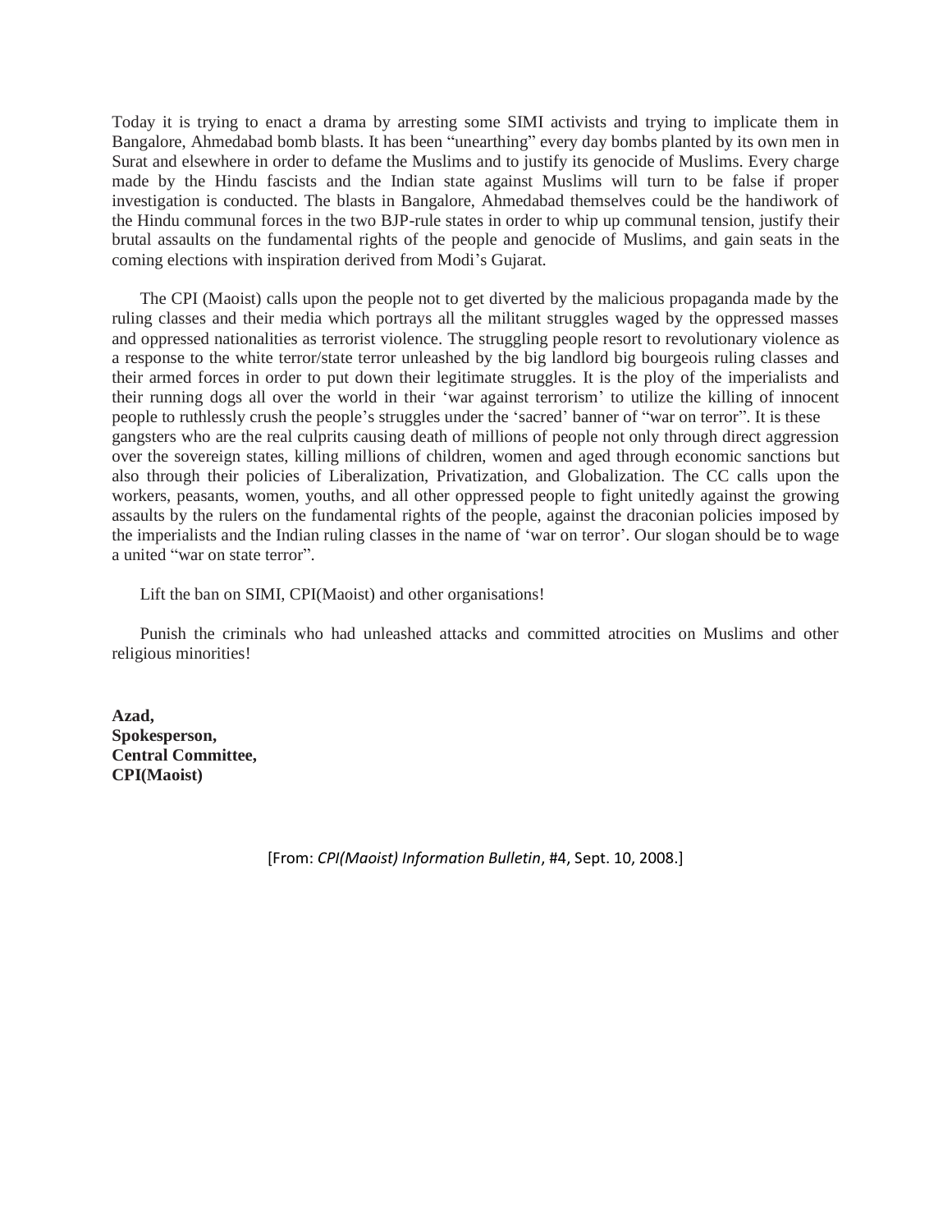Today it is trying to enact a drama by arresting some SIMI activists and trying to implicate them in Bangalore, Ahmedabad bomb blasts. It has been "unearthing" every day bombs planted by its own men in Surat and elsewhere in order to defame the Muslims and to justify its genocide of Muslims. Every charge made by the Hindu fascists and the Indian state against Muslims will turn to be false if proper investigation is conducted. The blasts in Bangalore, Ahmedabad themselves could be the handiwork of the Hindu communal forces in the two BJP-rule states in order to whip up communal tension, justify their brutal assaults on the fundamental rights of the people and genocide of Muslims, and gain seats in the coming elections with inspiration derived from Modi's Gujarat.

The CPI (Maoist) calls upon the people not to get diverted by the malicious propaganda made by the ruling classes and their media which portrays all the militant struggles waged by the oppressed masses and oppressed nationalities as terrorist violence. The struggling people resort to revolutionary violence as a response to the white terror/state terror unleashed by the big landlord big bourgeois ruling classes and their armed forces in order to put down their legitimate struggles. It is the ploy of the imperialists and their running dogs all over the world in their 'war against terrorism' to utilize the killing of innocent people to ruthlessly crush the people's struggles under the 'sacred' banner of "war on terror". It is these gangsters who are the real culprits causing death of millions of people not only through direct aggression over the sovereign states, killing millions of children, women and aged through economic sanctions but also through their policies of Liberalization, Privatization, and Globalization. The CC calls upon the workers, peasants, women, youths, and all other oppressed people to fight unitedly against the growing assaults by the rulers on the fundamental rights of the people, against the draconian policies imposed by the imperialists and the Indian ruling classes in the name of 'war on terror'. Our slogan should be to wage a united "war on state terror".

Lift the ban on SIMI, CPI(Maoist) and other organisations!

Punish the criminals who had unleashed attacks and committed atrocities on Muslims and other religious minorities!

**Azad,**
**Spokesperson,**
**Central Committee,**
**CPI(Maoist)**

[From: *CPI(Maoist) Information Bulletin*, #4, Sept. 10, 2008.]